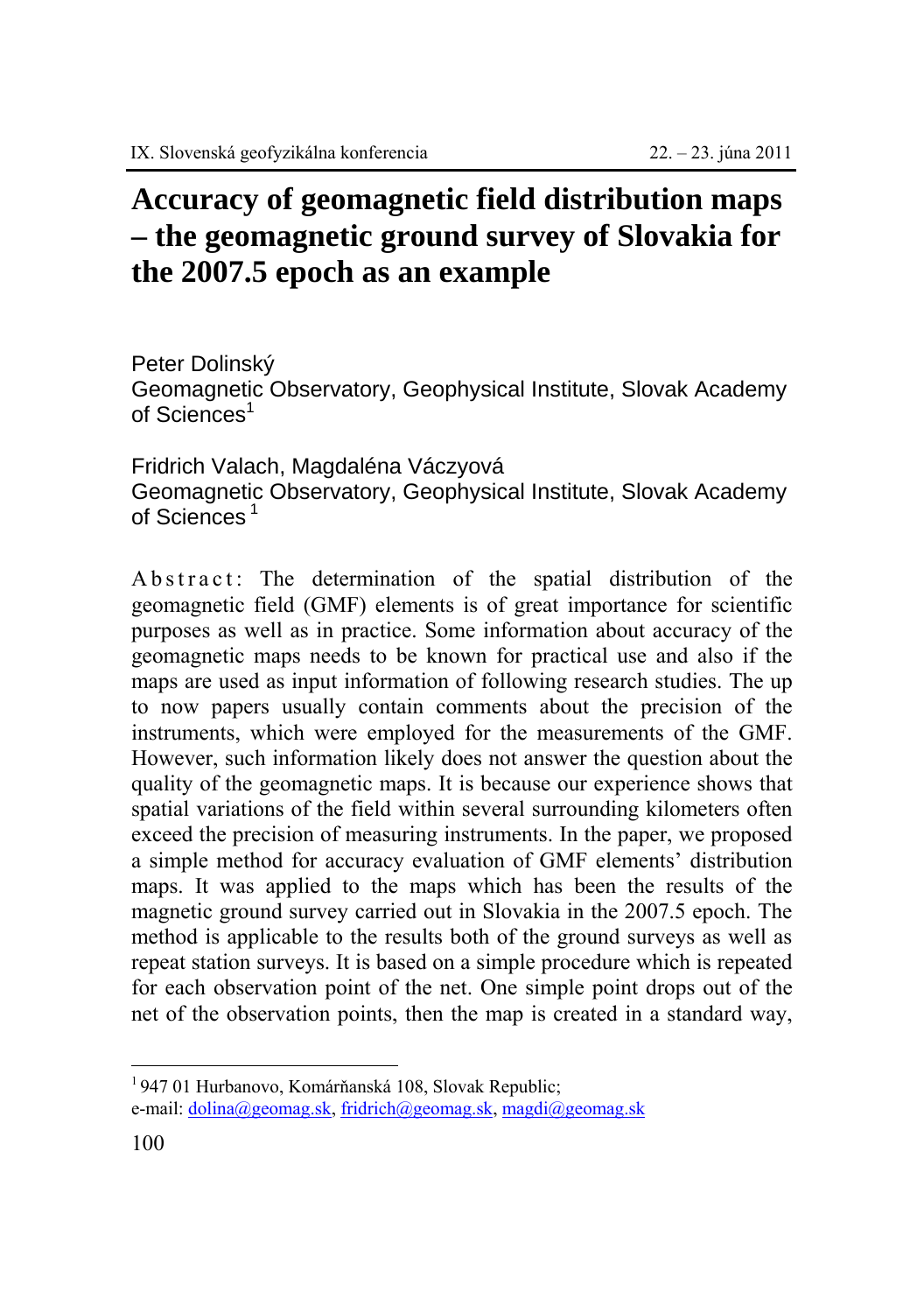# Accuracy of geomagnetic field distribution maps – the geomagnetic ground survey of Slovakia for the 2007.5 epoch as an example

Peter Dolinský
Geomagnetic Observatory, Geophysical Institute, Slovak Academy of Sciences[1]

Fridrich Valach, Magdaléna Váczyová
Geomagnetic Observatory, Geophysical Institute, Slovak Academy of Sciences [1]

A b s t r a c t: The determination of the spatial distribution of the geomagnetic field (GMF) elements is of great importance for scientific purposes as well as in practice. Some information about accuracy of the geomagnetic maps needs to be known for practical use and also if the maps are used as input information of following research studies. The up to now papers usually contain comments about the precision of the instruments, which were employed for the measurements of the GMF. However, such information likely does not answer the question about the quality of the geomagnetic maps. It is because our experience shows that spatial variations of the field within several surrounding kilometers often exceed the precision of measuring instruments. In the paper, we proposed a simple method for accuracy evaluation of GMF elements' distribution maps. It was applied to the maps which has been the results of the magnetic ground survey carried out in Slovakia in the 2007.5 epoch. The method is applicable to the results both of the ground surveys as well as repeat station surveys. It is based on a simple procedure which is repeated for each observation point of the net. One simple point drops out of the net of the observation points, then the map is created in a standard way,

---

[1] 947 01 Hurbanovo, Komárňanská 108, Slovak Republic;
e-mail: dolina@geomag.sk, fridrich@geomag.sk, magdi@geomag.sk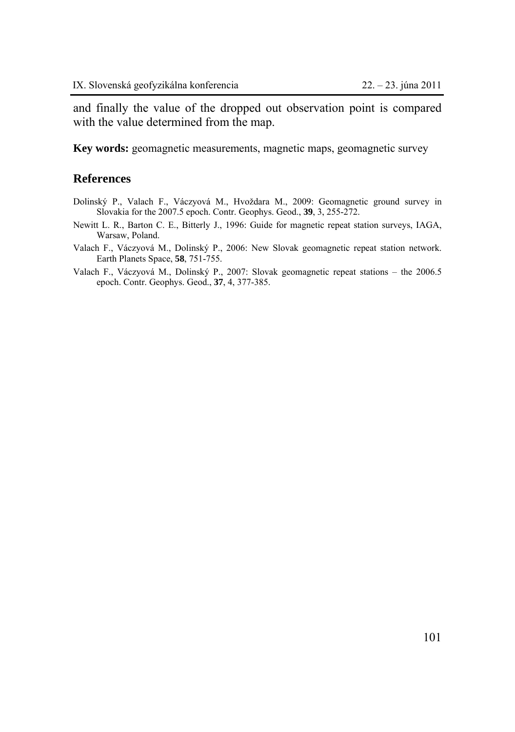and finally the value of the dropped out observation point is compared with the value determined from the map.

**Key words:** geomagnetic measurements, magnetic maps, geomagnetic survey

## References

Dolinský P., Valach F., Váczyová M., Hvoždara M., 2009: Geomagnetic ground survey in Slovakia for the 2007.5 epoch. Contr. Geophys. Geod., **39**, 3, 255-272.

Newitt L. R., Barton C. E., Bitterly J., 1996: Guide for magnetic repeat station surveys, IAGA, Warsaw, Poland.

Valach F., Váczyová M., Dolinský P., 2006: New Slovak geomagnetic repeat station network. Earth Planets Space, **58**, 751-755.

Valach F., Váczyová M., Dolinský P., 2007: Slovak geomagnetic repeat stations – the 2006.5 epoch. Contr. Geophys. Geod., **37**, 4, 377-385.